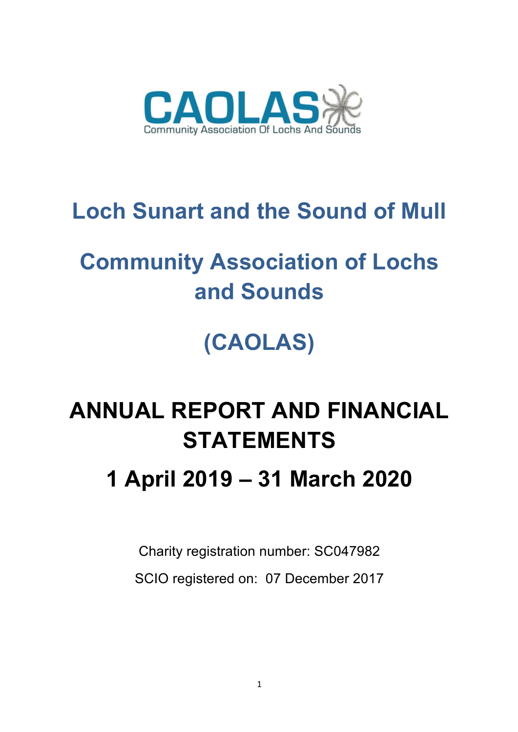CAOLAS

Community Association Of Lochs And Sounds

# Loch Sunart and the Sound of Mull

# Community Association of Lochs and Sounds

# (CAOLAS)

# ANNUAL REPORT AND FINANCIAL STATEMENTS

# 1 April 2019 – 31 March 2020

Charity registration number: SC047982

SCIO registered on: 07 December 2017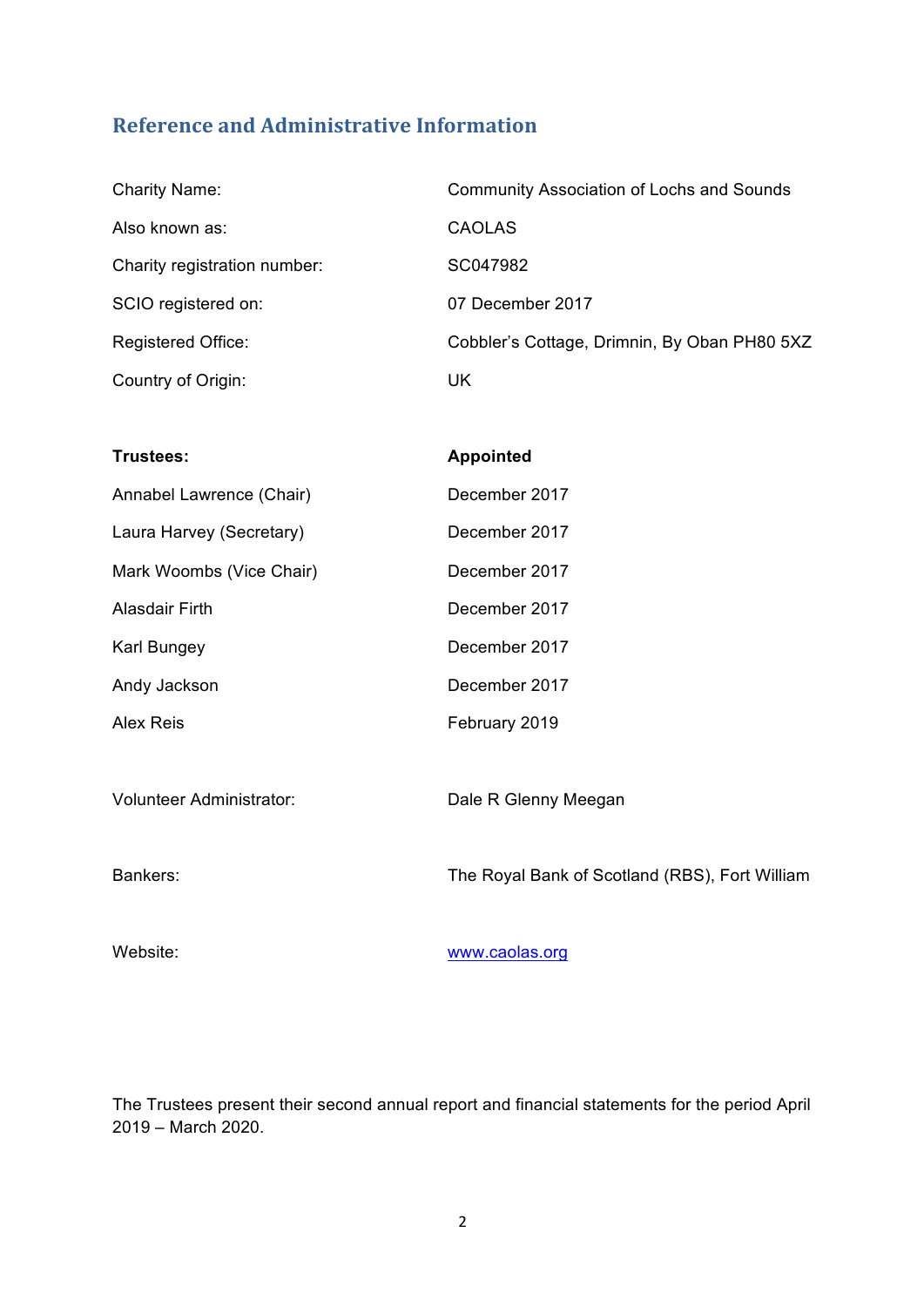## Reference and Administrative Information

| | |
|---|---|
| Charity Name: | Community Association of Lochs and Sounds |
| Also known as: | CAOLAS |
| Charity registration number: | SC047982 |
| SCIO registered on: | 07 December 2017 |
| Registered Office: | Cobbler's Cottage, Drimnin, By Oban PH80 5XZ |
| Country of Origin: | UK |

| **Trustees:** | **Appointed** |
|---|---|
| Annabel Lawrence (Chair) | December 2017 |
| Laura Harvey (Secretary) | December 2017 |
| Mark Woombs (Vice Chair) | December 2017 |
| Alasdair Firth | December 2017 |
| Karl Bungey | December 2017 |
| Andy Jackson | December 2017 |
| Alex Reis | February 2019 |

| | |
|---|---|
| Volunteer Administrator: | Dale R Glenny Meegan |
| Bankers: | The Royal Bank of Scotland (RBS), Fort William |
| Website: | www.caolas.org |

The Trustees present their second annual report and financial statements for the period April 2019 – March 2020.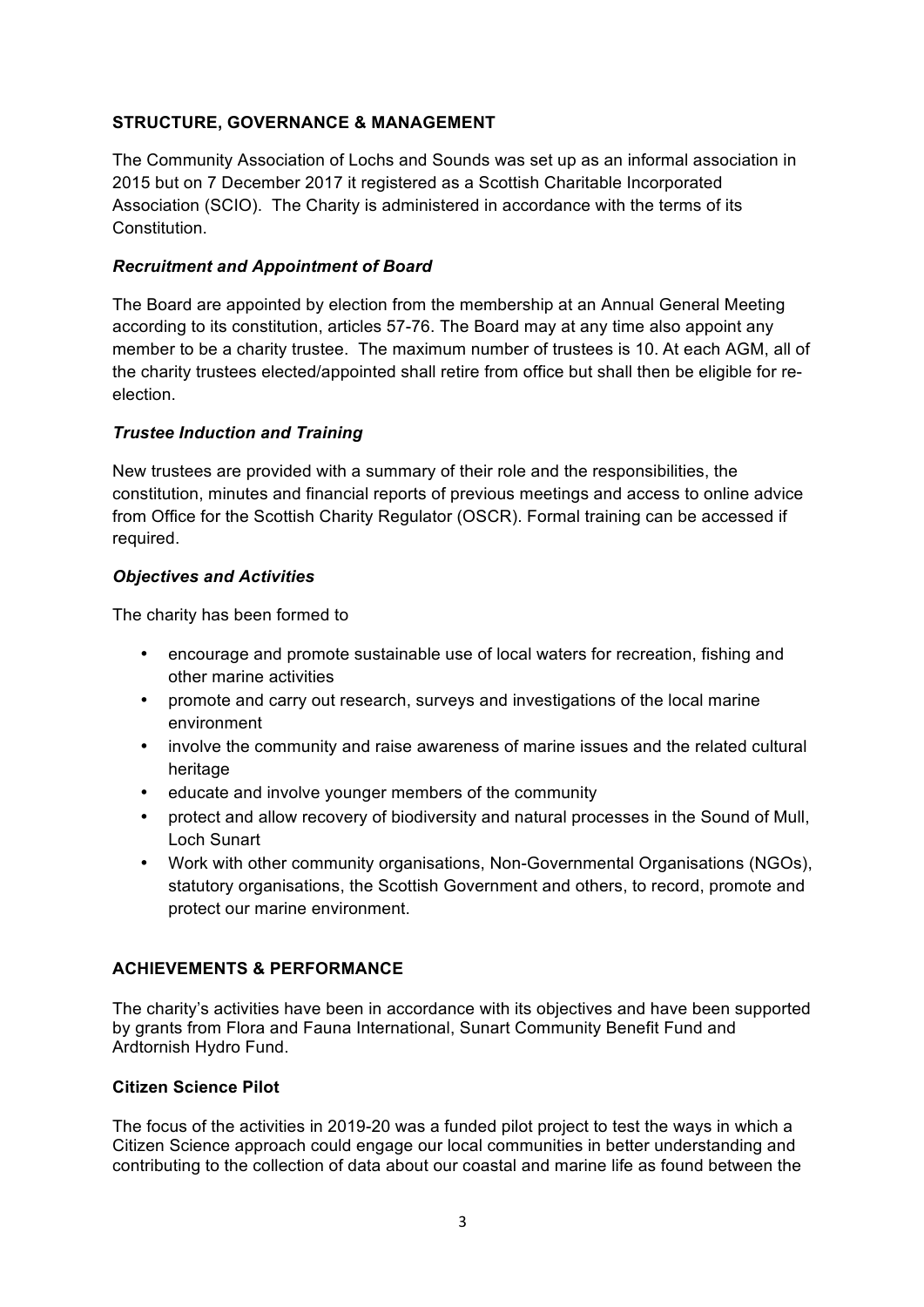## STRUCTURE, GOVERNANCE & MANAGEMENT

The Community Association of Lochs and Sounds was set up as an informal association in 2015 but on 7 December 2017 it registered as a Scottish Charitable Incorporated Association (SCIO). The Charity is administered in accordance with the terms of its Constitution.

### *Recruitment and Appointment of Board*

The Board are appointed by election from the membership at an Annual General Meeting according to its constitution, articles 57-76. The Board may at any time also appoint any member to be a charity trustee. The maximum number of trustees is 10. At each AGM, all of the charity trustees elected/appointed shall retire from office but shall then be eligible for re-election.

### *Trustee Induction and Training*

New trustees are provided with a summary of their role and the responsibilities, the constitution, minutes and financial reports of previous meetings and access to online advice from Office for the Scottish Charity Regulator (OSCR). Formal training can be accessed if required.

### *Objectives and Activities*

The charity has been formed to

- encourage and promote sustainable use of local waters for recreation, fishing and other marine activities
- promote and carry out research, surveys and investigations of the local marine environment
- involve the community and raise awareness of marine issues and the related cultural heritage
- educate and involve younger members of the community
- protect and allow recovery of biodiversity and natural processes in the Sound of Mull, Loch Sunart
- Work with other community organisations, Non-Governmental Organisations (NGOs), statutory organisations, the Scottish Government and others, to record, promote and protect our marine environment.

## ACHIEVEMENTS & PERFORMANCE

The charity's activities have been in accordance with its objectives and have been supported by grants from Flora and Fauna International, Sunart Community Benefit Fund and Ardtornish Hydro Fund.

### Citizen Science Pilot

The focus of the activities in 2019-20 was a funded pilot project to test the ways in which a Citizen Science approach could engage our local communities in better understanding and contributing to the collection of data about our coastal and marine life as found between the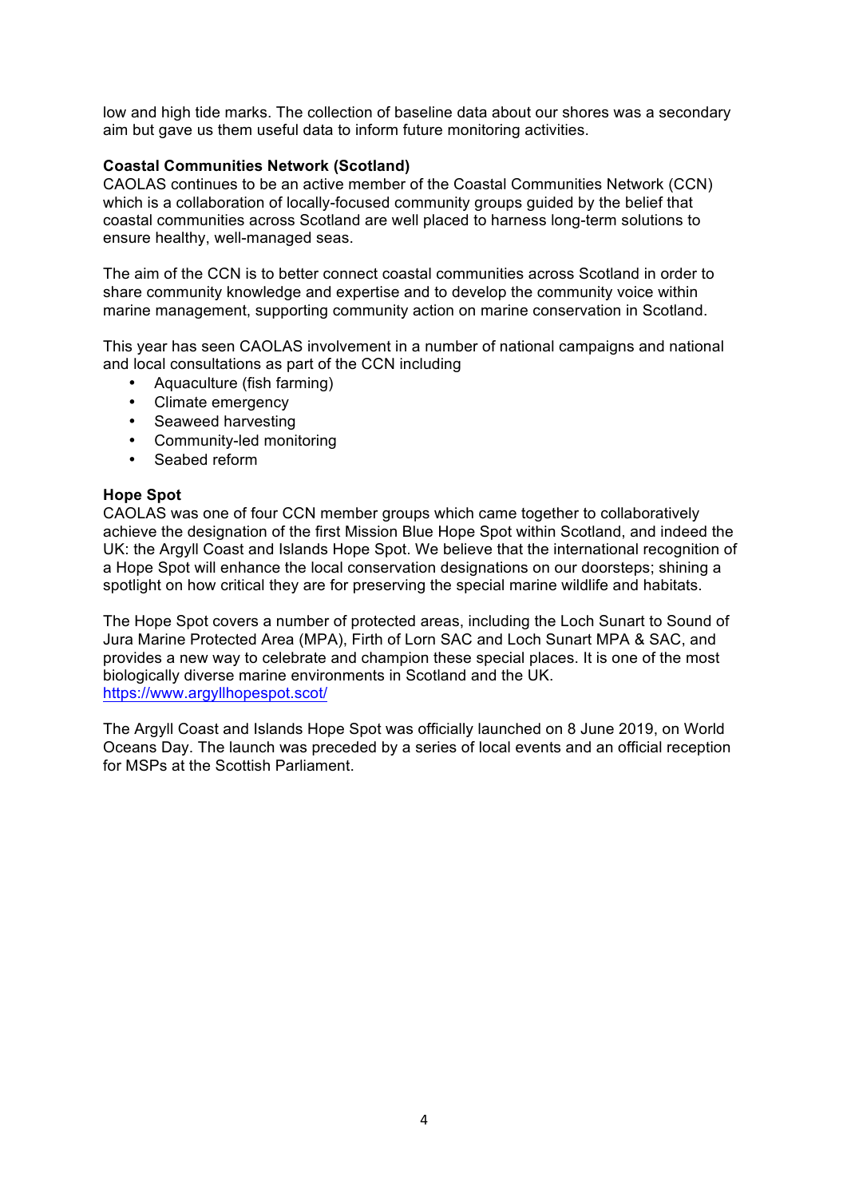low and high tide marks. The collection of baseline data about our shores was a secondary aim but gave us them useful data to inform future monitoring activities.

**Coastal Communities Network (Scotland)**

CAOLAS continues to be an active member of the Coastal Communities Network (CCN) which is a collaboration of locally-focused community groups guided by the belief that coastal communities across Scotland are well placed to harness long-term solutions to ensure healthy, well-managed seas.

The aim of the CCN is to better connect coastal communities across Scotland in order to share community knowledge and expertise and to develop the community voice within marine management, supporting community action on marine conservation in Scotland.

This year has seen CAOLAS involvement in a number of national campaigns and national and local consultations as part of the CCN including

- Aquaculture (fish farming)
- Climate emergency
- Seaweed harvesting
- Community-led monitoring
- Seabed reform

**Hope Spot**

CAOLAS was one of four CCN member groups which came together to collaboratively achieve the designation of the first Mission Blue Hope Spot within Scotland, and indeed the UK: the Argyll Coast and Islands Hope Spot. We believe that the international recognition of a Hope Spot will enhance the local conservation designations on our doorsteps; shining a spotlight on how critical they are for preserving the special marine wildlife and habitats.

The Hope Spot covers a number of protected areas, including the Loch Sunart to Sound of Jura Marine Protected Area (MPA), Firth of Lorn SAC and Loch Sunart MPA & SAC, and provides a new way to celebrate and champion these special places. It is one of the most biologically diverse marine environments in Scotland and the UK.
https://www.argyllhopespot.scot/

The Argyll Coast and Islands Hope Spot was officially launched on 8 June 2019, on World Oceans Day. The launch was preceded by a series of local events and an official reception for MSPs at the Scottish Parliament.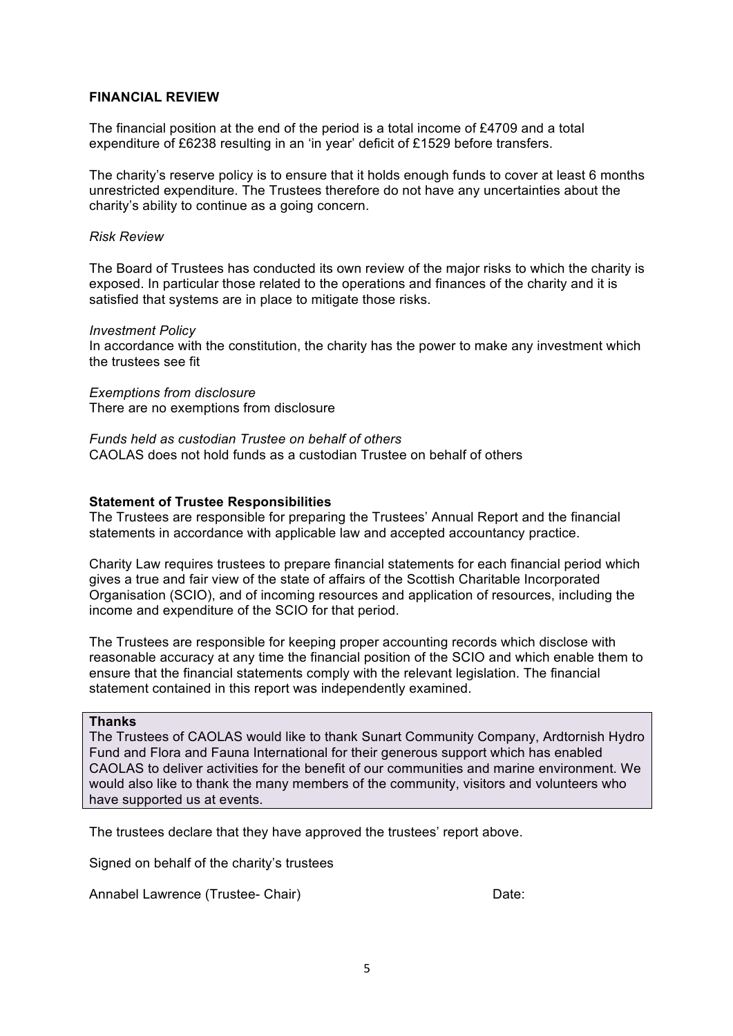**FINANCIAL REVIEW**

The financial position at the end of the period is a total income of £4709 and a total expenditure of £6238 resulting in an 'in year' deficit of £1529 before transfers.

The charity's reserve policy is to ensure that it holds enough funds to cover at least 6 months unrestricted expenditure. The Trustees therefore do not have any uncertainties about the charity's ability to continue as a going concern.

*Risk Review*

The Board of Trustees has conducted its own review of the major risks to which the charity is exposed. In particular those related to the operations and finances of the charity and it is satisfied that systems are in place to mitigate those risks.

*Investment Policy*
In accordance with the constitution, the charity has the power to make any investment which the trustees see fit

*Exemptions from disclosure*
There are no exemptions from disclosure

*Funds held as custodian Trustee on behalf of others*
CAOLAS does not hold funds as a custodian Trustee on behalf of others

**Statement of Trustee Responsibilities**
The Trustees are responsible for preparing the Trustees' Annual Report and the financial statements in accordance with applicable law and accepted accountancy practice.

Charity Law requires trustees to prepare financial statements for each financial period which gives a true and fair view of the state of affairs of the Scottish Charitable Incorporated Organisation (SCIO), and of incoming resources and application of resources, including the income and expenditure of the SCIO for that period.

The Trustees are responsible for keeping proper accounting records which disclose with reasonable accuracy at any time the financial position of the SCIO and which enable them to ensure that the financial statements comply with the relevant legislation. The financial statement contained in this report was independently examined.

**Thanks**
The Trustees of CAOLAS would like to thank Sunart Community Company, Ardtornish Hydro Fund and Flora and Fauna International for their generous support which has enabled CAOLAS to deliver activities for the benefit of our communities and marine environment. We would also like to thank the many members of the community, visitors and volunteers who have supported us at events.

The trustees declare that they have approved the trustees' report above.

Signed on behalf of the charity's trustees

Annabel Lawrence (Trustee- Chair) Date: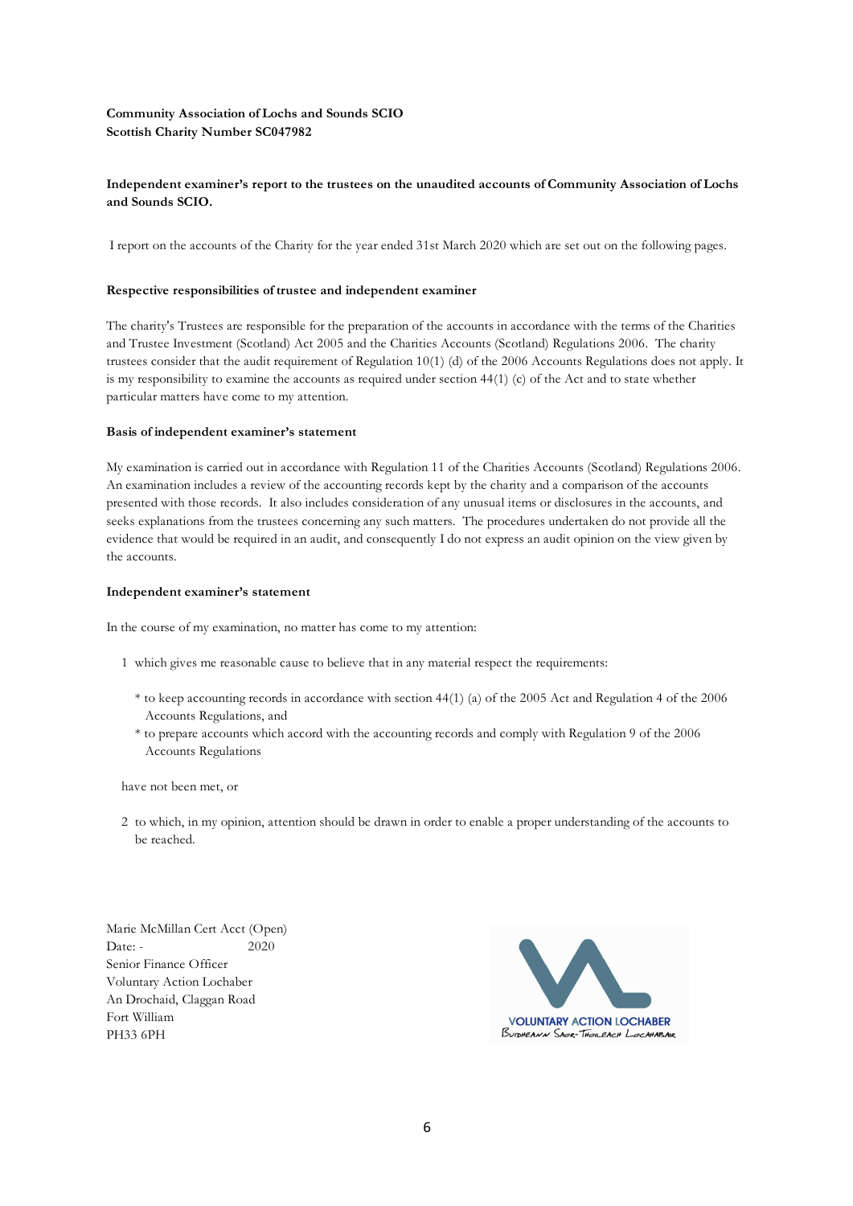**Community Association of Lochs and Sounds SCIO**
**Scottish Charity Number SC047982**

**Independent examiner's report to the trustees on the unaudited accounts of Community Association of Lochs and Sounds SCIO.**

I report on the accounts of the Charity for the year ended 31st March 2020 which are set out on the following pages.

**Respective responsibilities of trustee and independent examiner**

The charity's Trustees are responsible for the preparation of the accounts in accordance with the terms of the Charities and Trustee Investment (Scotland) Act 2005 and the Charities Accounts (Scotland) Regulations 2006. The charity trustees consider that the audit requirement of Regulation 10(1) (d) of the 2006 Accounts Regulations does not apply. It is my responsibility to examine the accounts as required under section 44(1) (c) of the Act and to state whether particular matters have come to my attention.

**Basis of independent examiner's statement**

My examination is carried out in accordance with Regulation 11 of the Charities Accounts (Scotland) Regulations 2006. An examination includes a review of the accounting records kept by the charity and a comparison of the accounts presented with those records. It also includes consideration of any unusual items or disclosures in the accounts, and seeks explanations from the trustees concerning any such matters. The procedures undertaken do not provide all the evidence that would be required in an audit, and consequently I do not express an audit opinion on the view given by the accounts.

**Independent examiner's statement**

In the course of my examination, no matter has come to my attention:

1 which gives me reasonable cause to believe that in any material respect the requirements:

  * to keep accounting records in accordance with section 44(1) (a) of the 2005 Act and Regulation 4 of the 2006 Accounts Regulations, and
  * to prepare accounts which accord with the accounting records and comply with Regulation 9 of the 2006 Accounts Regulations

have not been met, or

2 to which, in my opinion, attention should be drawn in order to enable a proper understanding of the accounts to be reached.

Marie McMillan Cert Acct (Open)
Date: - 2020
Senior Finance Officer
Voluntary Action Lochaber
An Drochaid, Claggan Road
Fort William
PH33 6PH

VOLUNTARY ACTION LOCHABER
Buidheann Saor-Thoileach Lochabair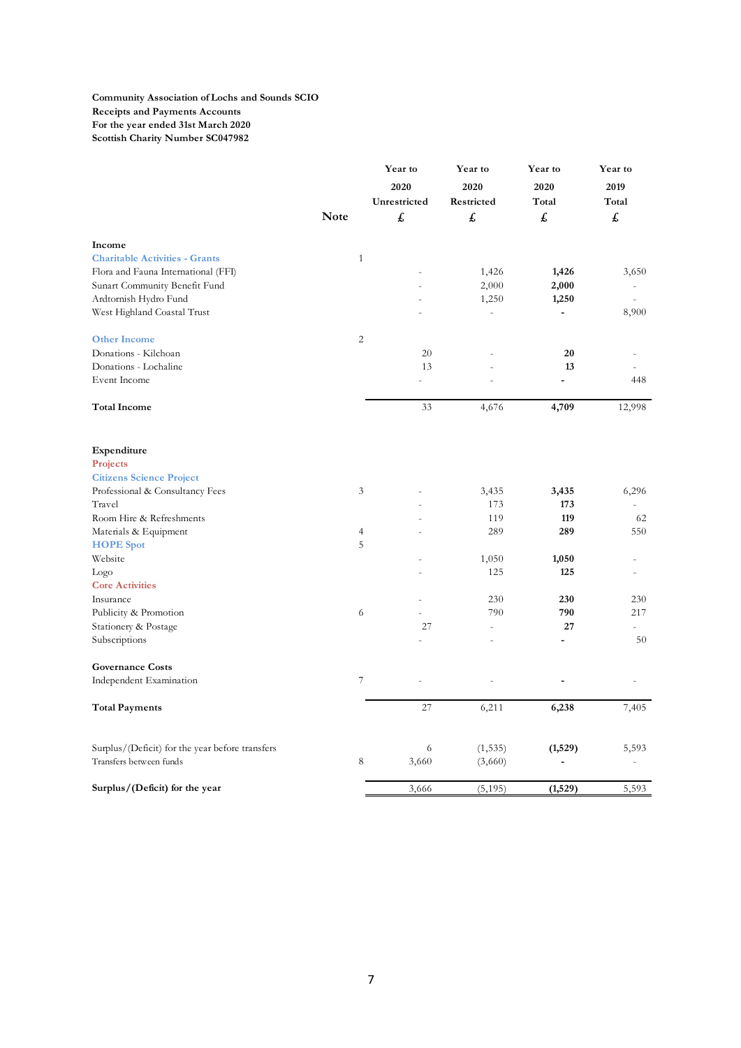**Community Association of Lochs and Sounds SCIO**
**Receipts and Payments Accounts**
**For the year ended 31st March 2020**
**Scottish Charity Number SC047982**

| | Note | Year to 2020 Unrestricted £ | Year to 2020 Restricted £ | Year to 2020 Total £ | Year to 2019 Total £ |
|---|---|---|---|---|---|
| **Income** | | | | | |
| **Charitable Activities - Grants** | 1 | | | | |
| Flora and Fauna International (FFI) | | - | 1,426 | **1,426** | 3,650 |
| Sunart Community Benefit Fund | | - | 2,000 | **2,000** | - |
| Ardtornish Hydro Fund | | - | 1,250 | **1,250** | - |
| West Highland Coastal Trust | | - | - | **-** | 8,900 |
| **Other Income** | 2 | | | | |
| Donations - Kilchoan | | 20 | - | **20** | - |
| Donations - Lochaline | | 13 | - | **13** | - |
| Event Income | | - | - | **-** | 448 |
| **Total Income** | | 33 | 4,676 | **4,709** | 12,998 |
| **Expenditure** | | | | | |
| **Projects** | | | | | |
| **Citizens Science Project** | | | | | |
| Professional & Consultancy Fees | 3 | - | 3,435 | **3,435** | 6,296 |
| Travel | | - | 173 | **173** | - |
| Room Hire & Refreshments | | - | 119 | **119** | 62 |
| Materials & Equipment | 4 | - | 289 | **289** | 550 |
| **HOPE Spot** | 5 | | | | |
| Website | | - | 1,050 | **1,050** | - |
| Logo | | - | 125 | **125** | - |
| **Core Activities** | | | | | |
| Insurance | | - | 230 | **230** | 230 |
| Publicity & Promotion | 6 | - | 790 | **790** | 217 |
| Stationery & Postage | | 27 | - | **27** | - |
| Subscriptions | | - | - | **-** | 50 |
| **Governance Costs** | | | | | |
| Independent Examination | 7 | - | - | **-** | - |
| **Total Payments** | | 27 | 6,211 | **6,238** | 7,405 |
| Surplus/(Deficit) for the year before transfers | | 6 | (1,535) | **(1,529)** | 5,593 |
| Transfers between funds | 8 | 3,660 | (3,660) | **-** | - |
| **Surplus/(Deficit) for the year** | | 3,666 | (5,195) | **(1,529)** | 5,593 |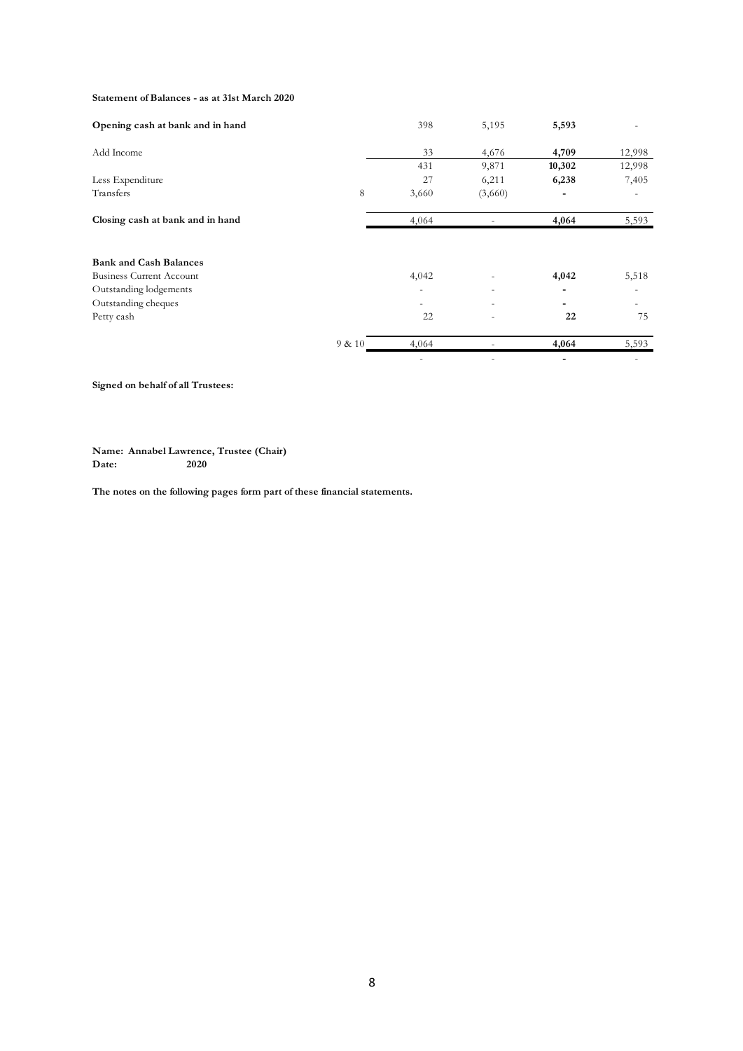**Statement of Balances - as at 31st March 2020**

| | | | | | |
|---|---|---|---|---|---|
| **Opening cash at bank and in hand** | | 398 | 5,195 | **5,593** | - |
| Add Income | | 33 | 4,676 | **4,709** | 12,998 |
| | | 431 | 9,871 | **10,302** | 12,998 |
| Less Expenditure | | 27 | 6,211 | **6,238** | 7,405 |
| Transfers | 8 | 3,660 | (3,660) | **-** | - |
| **Closing cash at bank and in hand** | | 4,064 | - | **4,064** | 5,593 |
| | | | | | |
| **Bank and Cash Balances** | | | | | |
| Business Current Account | | 4,042 | - | **4,042** | 5,518 |
| Outstanding lodgements | | - | - | **-** | - |
| Outstanding cheques | | - | - | **-** | - |
| Petty cash | | 22 | - | **22** | 75 |
| | 9 & 10 | 4,064 | - | **4,064** | 5,593 |
| | | - | - | **-** | - |

**Signed on behalf of all Trustees:**

**Name: Annabel Lawrence, Trustee (Chair)**
**Date: 2020**

**The notes on the following pages form part of these financial statements.**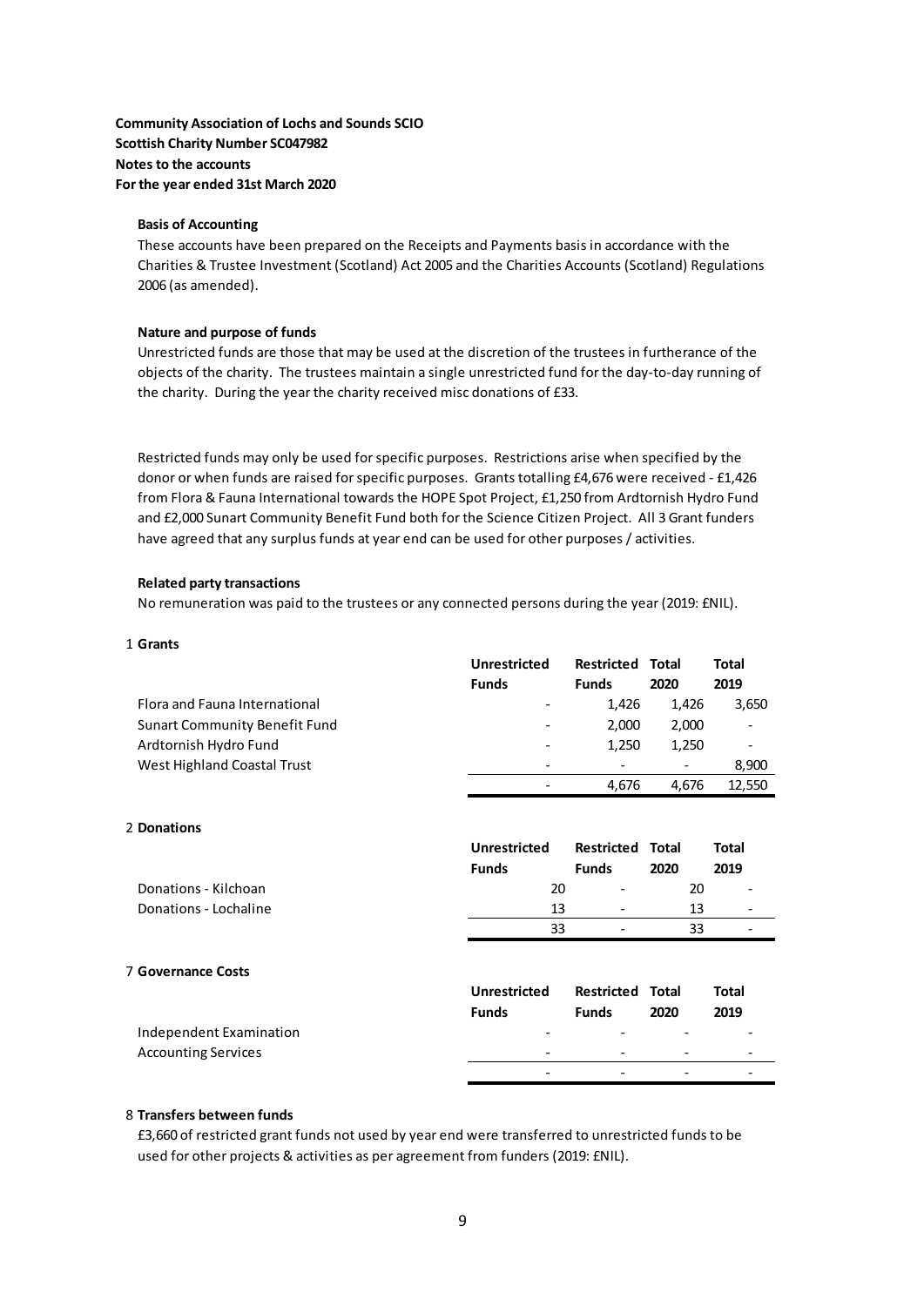**Community Association of Lochs and Sounds SCIO**
**Scottish Charity Number SC047982**
**Notes to the accounts**
**For the year ended 31st March 2020**

**Basis of Accounting**

These accounts have been prepared on the Receipts and Payments basis in accordance with the Charities & Trustee Investment (Scotland) Act 2005 and the Charities Accounts (Scotland) Regulations 2006 (as amended).

**Nature and purpose of funds**

Unrestricted funds are those that may be used at the discretion of the trustees in furtherance of the objects of the charity. The trustees maintain a single unrestricted fund for the day-to-day running of the charity. During the year the charity received misc donations of £33.

Restricted funds may only be used for specific purposes. Restrictions arise when specified by the donor or when funds are raised for specific purposes. Grants totalling £4,676 were received - £1,426 from Flora & Fauna International towards the HOPE Spot Project, £1,250 from Ardtornish Hydro Fund and £2,000 Sunart Community Benefit Fund both for the Science Citizen Project. All 3 Grant funders have agreed that any surplus funds at year end can be used for other purposes / activities.

**Related party transactions**

No remuneration was paid to the trustees or any connected persons during the year (2019: £NIL).

1 **Grants**

| | Unrestricted Funds | Restricted Funds | Total 2020 | Total 2019 |
|---|---|---|---|---|
| Flora and Fauna International | - | 1,426 | 1,426 | 3,650 |
| Sunart Community Benefit Fund | - | 2,000 | 2,000 | - |
| Ardtornish Hydro Fund | - | 1,250 | 1,250 | - |
| West Highland Coastal Trust | - | - | - | 8,900 |
| | - | 4,676 | 4,676 | 12,550 |

2 **Donations**

| | Unrestricted Funds | Restricted Funds | Total 2020 | Total 2019 |
|---|---|---|---|---|
| Donations - Kilchoan | 20 | - | 20 | - |
| Donations - Lochaline | 13 | - | 13 | - |
| | 33 | - | 33 | - |

7 **Governance Costs**

| | Unrestricted Funds | Restricted Funds | Total 2020 | Total 2019 |
|---|---|---|---|---|
| Independent Examination | - | - | - | - |
| Accounting Services | - | - | - | - |
| | - | - | - | - |

8 **Transfers between funds**

£3,660 of restricted grant funds not used by year end were transferred to unrestricted funds to be used for other projects & activities as per agreement from funders (2019: £NIL).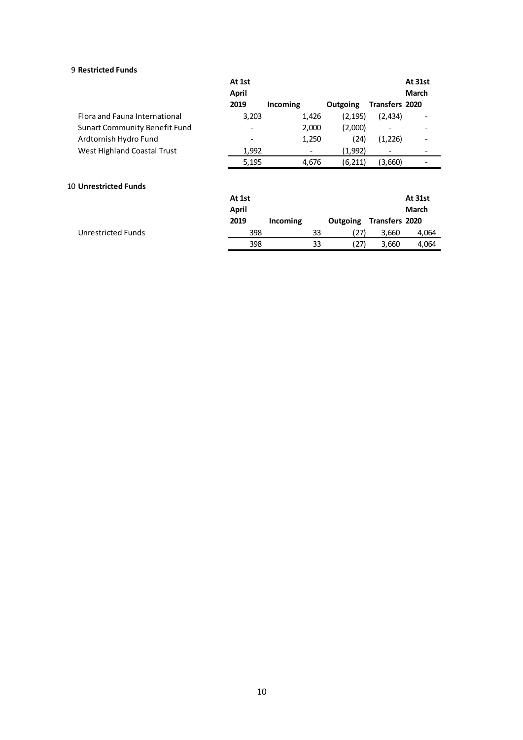## 9 Restricted Funds

| | At 1st April 2019 | Incoming | Outgoing | Transfers | At 31st March 2020 |
|---|---|---|---|---|---|
| Flora and Fauna International | 3,203 | 1,426 | (2,195) | (2,434) | - |
| Sunart Community Benefit Fund | - | 2,000 | (2,000) | - | - |
| Ardtornish Hydro Fund | - | 1,250 | (24) | (1,226) | - |
| West Highland Coastal Trust | 1,992 | - | (1,992) | - | - |
| | 5,195 | 4,676 | (6,211) | (3,660) | - |

## 10 Unrestricted Funds

| | At 1st April 2019 | Incoming | Outgoing | Transfers | At 31st March 2020 |
|---|---|---|---|---|---|
| Unrestricted Funds | 398 | 33 | (27) | 3,660 | 4,064 |
| | 398 | 33 | (27) | 3,660 | 4,064 |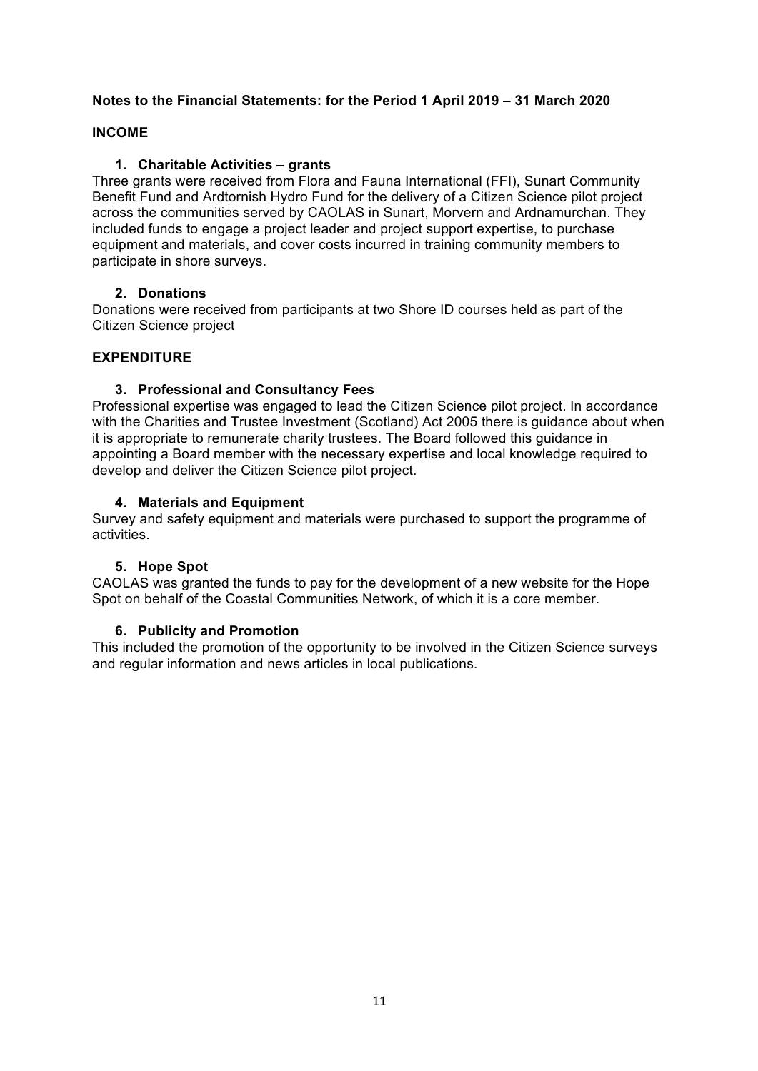**Notes to the Financial Statements: for the Period 1 April 2019 – 31 March 2020**

**INCOME**

1. **Charitable Activities – grants**

Three grants were received from Flora and Fauna International (FFI), Sunart Community Benefit Fund and Ardtornish Hydro Fund for the delivery of a Citizen Science pilot project across the communities served by CAOLAS in Sunart, Morvern and Ardnamurchan. They included funds to engage a project leader and project support expertise, to purchase equipment and materials, and cover costs incurred in training community members to participate in shore surveys.

2. **Donations**

Donations were received from participants at two Shore ID courses held as part of the Citizen Science project

**EXPENDITURE**

3. **Professional and Consultancy Fees**

Professional expertise was engaged to lead the Citizen Science pilot project. In accordance with the Charities and Trustee Investment (Scotland) Act 2005 there is guidance about when it is appropriate to remunerate charity trustees. The Board followed this guidance in appointing a Board member with the necessary expertise and local knowledge required to develop and deliver the Citizen Science pilot project.

4. **Materials and Equipment**

Survey and safety equipment and materials were purchased to support the programme of activities.

5. **Hope Spot**

CAOLAS was granted the funds to pay for the development of a new website for the Hope Spot on behalf of the Coastal Communities Network, of which it is a core member.

6. **Publicity and Promotion**

This included the promotion of the opportunity to be involved in the Citizen Science surveys and regular information and news articles in local publications.